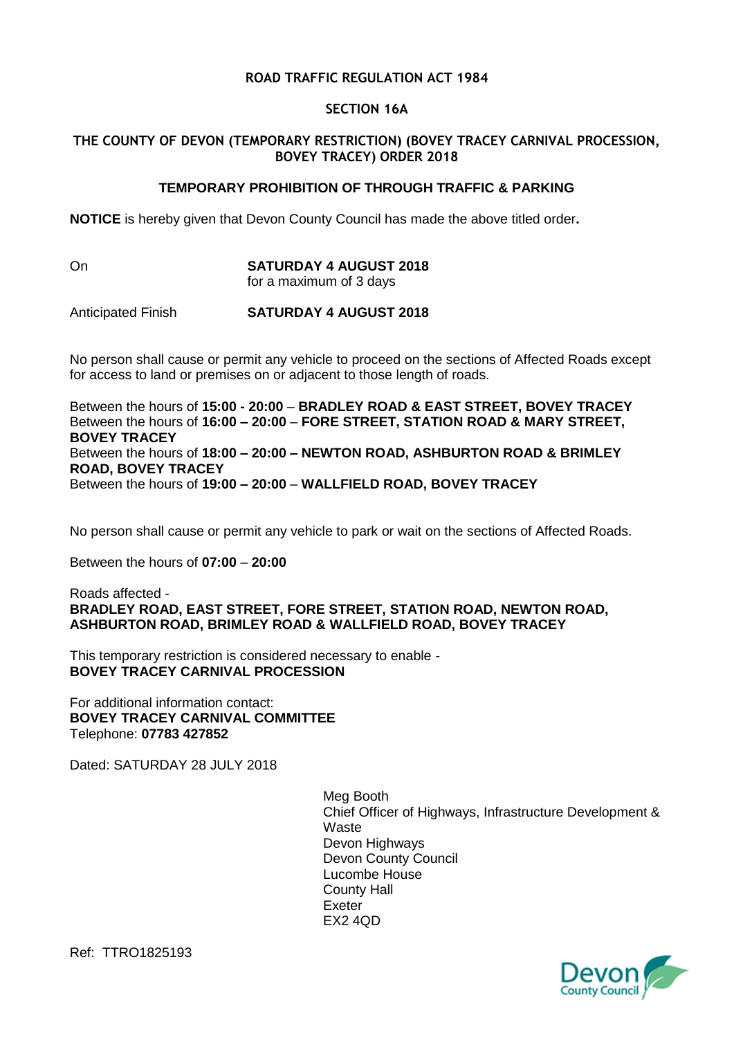**ROAD TRAFFIC REGULATION ACT 1984**

**SECTION 16A**

**THE COUNTY OF DEVON (TEMPORARY RESTRICTION) (BOVEY TRACEY CARNIVAL PROCESSION, BOVEY TRACEY) ORDER 2018**

**TEMPORARY PROHIBITION OF THROUGH TRAFFIC & PARKING**

**NOTICE** is hereby given that Devon County Council has made the above titled order**.**

On **SATURDAY 4 AUGUST 2018**
for a maximum of 3 days

Anticipated Finish **SATURDAY 4 AUGUST 2018**

No person shall cause or permit any vehicle to proceed on the sections of Affected Roads except for access to land or premises on or adjacent to those length of roads.

Between the hours of **15:00 - 20:00** – **BRADLEY ROAD & EAST STREET, BOVEY TRACEY**
Between the hours of **16:00 – 20:00** – **FORE STREET, STATION ROAD & MARY STREET, BOVEY TRACEY**
Between the hours of **18:00 – 20:00 – NEWTON ROAD, ASHBURTON ROAD & BRIMLEY ROAD, BOVEY TRACEY**
Between the hours of **19:00 – 20:00** – **WALLFIELD ROAD, BOVEY TRACEY**

No person shall cause or permit any vehicle to park or wait on the sections of Affected Roads.

Between the hours of **07:00** – **20:00**

Roads affected -
**BRADLEY ROAD, EAST STREET, FORE STREET, STATION ROAD, NEWTON ROAD, ASHBURTON ROAD, BRIMLEY ROAD & WALLFIELD ROAD, BOVEY TRACEY**

This temporary restriction is considered necessary to enable -
**BOVEY TRACEY CARNIVAL PROCESSION**

For additional information contact:
**BOVEY TRACEY CARNIVAL COMMITTEE**
Telephone: **07783 427852**

Dated: SATURDAY 28 JULY 2018

Meg Booth
Chief Officer of Highways, Infrastructure Development & Waste
Devon Highways
Devon County Council
Lucombe House
County Hall
Exeter
EX2 4QD

Ref: TTRO1825193

Devon County Council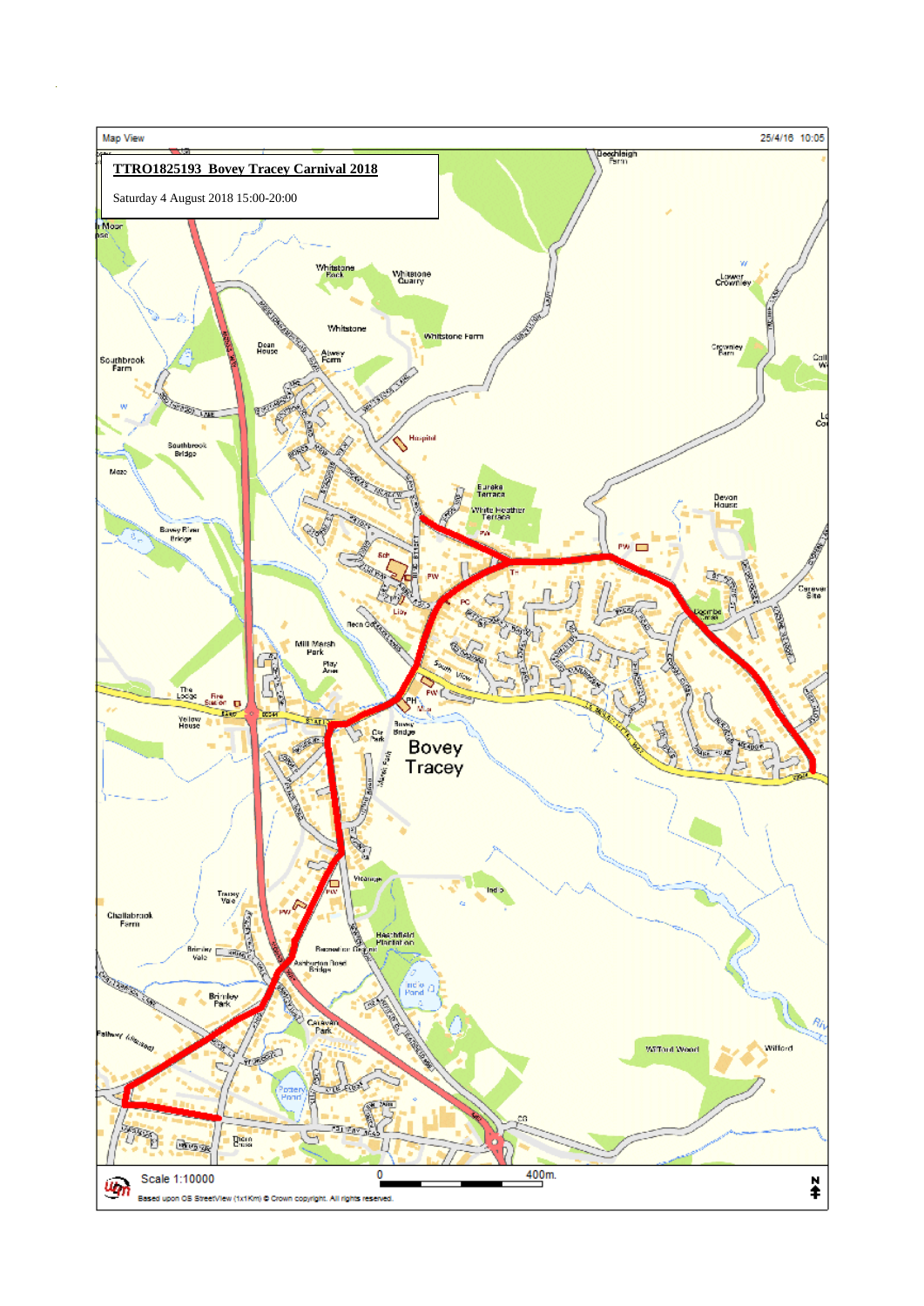Map View

25/4/16 10:05

**TTRO1825193 Bovey Tracey Carnival 2018**

Saturday 4 August 2018 15:00-20:00

Scale 1:10000

0

400m.

Based upon OS StreetView (1x1Km) © Crown copyright. All rights reserved.